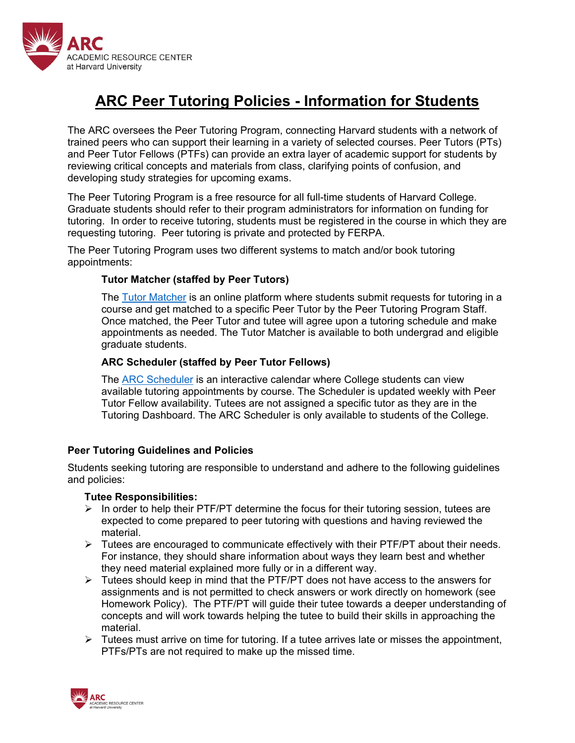# ARC Peer Tutoring Policies - Information for Students

The ARC oversees the Peer Tutoring Program, connecting Harvard students with a network of trained peers who can support their learning in a variety of selected courses. Peer Tutors (PTs) and Peer Tutor Fellows (PTFs) can provide an extra layer of academic support for students by reviewing critical concepts and materials from class, clarifying points of confusion, and developing study strategies for upcoming exams.

The Peer Tutoring Program is a free resource for all full-time students of Harvard College. Graduate students should refer to their program administrators for information on funding for tutoring. In order to receive tutoring, students must be registered in the course in which they are requesting tutoring. Peer tutoring is private and protected by FERPA.

The Peer Tutoring Program uses two different systems to match and/or book tutoring appointments:

**Tutor Matcher (staffed by Peer Tutors)**

The Tutor Matcher is an online platform where students submit requests for tutoring in a course and get matched to a specific Peer Tutor by the Peer Tutoring Program Staff. Once matched, the Peer Tutor and tutee will agree upon a tutoring schedule and make appointments as needed. The Tutor Matcher is available to both undergrad and eligible graduate students.

**ARC Scheduler (staffed by Peer Tutor Fellows)**

The ARC Scheduler is an interactive calendar where College students can view available tutoring appointments by course. The Scheduler is updated weekly with Peer Tutor Fellow availability. Tutees are not assigned a specific tutor as they are in the Tutoring Dashboard. The ARC Scheduler is only available to students of the College.

### Peer Tutoring Guidelines and Policies

Students seeking tutoring are responsible to understand and adhere to the following guidelines and policies:

**Tutee Responsibilities:**

- In order to help their PTF/PT determine the focus for their tutoring session, tutees are expected to come prepared to peer tutoring with questions and having reviewed the material.
- Tutees are encouraged to communicate effectively with their PTF/PT about their needs. For instance, they should share information about ways they learn best and whether they need material explained more fully or in a different way.
- Tutees should keep in mind that the PTF/PT does not have access to the answers for assignments and is not permitted to check answers or work directly on homework (see Homework Policy). The PTF/PT will guide their tutee towards a deeper understanding of concepts and will work towards helping the tutee to build their skills in approaching the material.
- Tutees must arrive on time for tutoring. If a tutee arrives late or misses the appointment, PTFs/PTs are not required to make up the missed time.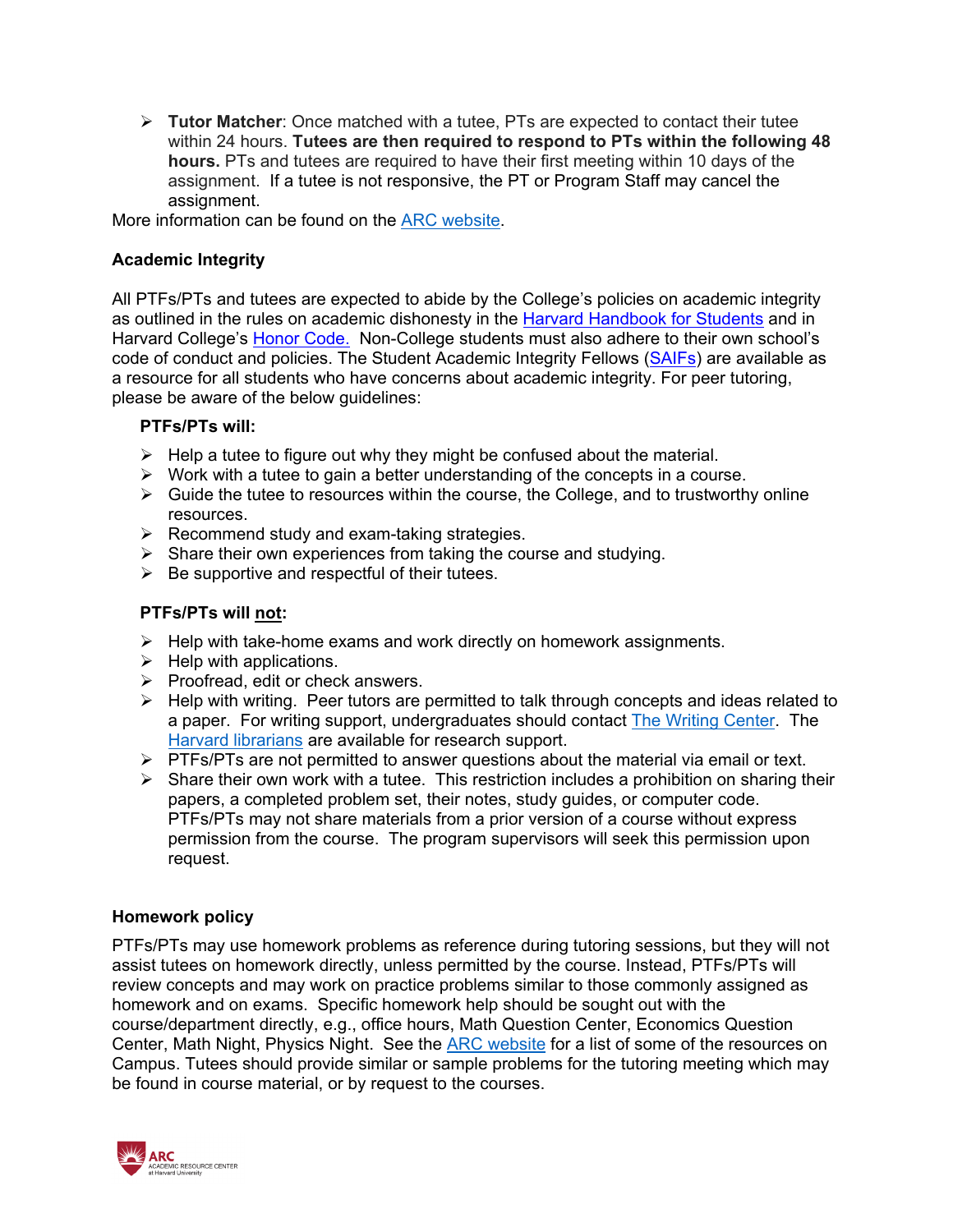- **Tutor Matcher**: Once matched with a tutee, PTs are expected to contact their tutee within 24 hours. **Tutees are then required to respond to PTs within the following 48 hours.** PTs and tutees are required to have their first meeting within 10 days of the assignment. If a tutee is not responsive, the PT or Program Staff may cancel the assignment.

More information can be found on the ARC website.

### Academic Integrity

All PTFs/PTs and tutees are expected to abide by the College's policies on academic integrity as outlined in the rules on academic dishonesty in the Harvard Handbook for Students and in Harvard College's Honor Code. Non-College students must also adhere to their own school's code of conduct and policies. The Student Academic Integrity Fellows (SAIFs) are available as a resource for all students who have concerns about academic integrity. For peer tutoring, please be aware of the below guidelines:

**PTFs/PTs will:**

- Help a tutee to figure out why they might be confused about the material.
- Work with a tutee to gain a better understanding of the concepts in a course.
- Guide the tutee to resources within the course, the College, and to trustworthy online resources.
- Recommend study and exam-taking strategies.
- Share their own experiences from taking the course and studying.
- Be supportive and respectful of their tutees.

**PTFs/PTs will <u>not</u>:**

- Help with take-home exams and work directly on homework assignments.
- Help with applications.
- Proofread, edit or check answers.
- Help with writing. Peer tutors are permitted to talk through concepts and ideas related to a paper. For writing support, undergraduates should contact The Writing Center. The Harvard librarians are available for research support.
- PTFs/PTs are not permitted to answer questions about the material via email or text.
- Share their own work with a tutee. This restriction includes a prohibition on sharing their papers, a completed problem set, their notes, study guides, or computer code. PTFs/PTs may not share materials from a prior version of a course without express permission from the course. The program supervisors will seek this permission upon request.

### Homework policy

PTFs/PTs may use homework problems as reference during tutoring sessions, but they will not assist tutees on homework directly, unless permitted by the course. Instead, PTFs/PTs will review concepts and may work on practice problems similar to those commonly assigned as homework and on exams. Specific homework help should be sought out with the course/department directly, e.g., office hours, Math Question Center, Economics Question Center, Math Night, Physics Night. See the ARC website for a list of some of the resources on Campus. Tutees should provide similar or sample problems for the tutoring meeting which may be found in course material, or by request to the courses.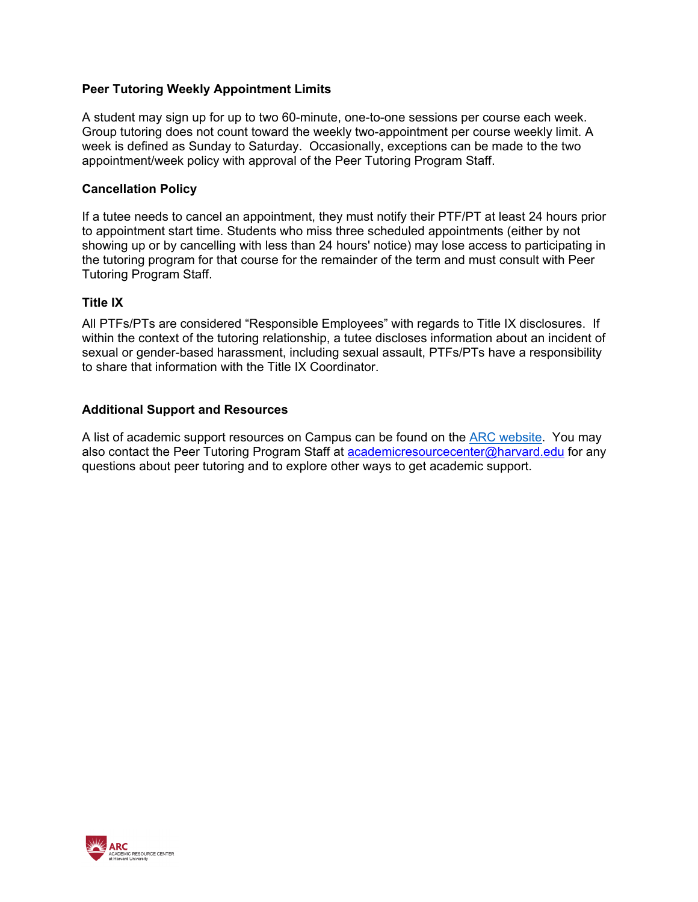**Peer Tutoring Weekly Appointment Limits**

A student may sign up for up to two 60-minute, one-to-one sessions per course each week. Group tutoring does not count toward the weekly two-appointment per course weekly limit. A week is defined as Sunday to Saturday. Occasionally, exceptions can be made to the two appointment/week policy with approval of the Peer Tutoring Program Staff.

**Cancellation Policy**

If a tutee needs to cancel an appointment, they must notify their PTF/PT at least 24 hours prior to appointment start time. Students who miss three scheduled appointments (either by not showing up or by cancelling with less than 24 hours' notice) may lose access to participating in the tutoring program for that course for the remainder of the term and must consult with Peer Tutoring Program Staff.

**Title IX**

All PTFs/PTs are considered "Responsible Employees" with regards to Title IX disclosures. If within the context of the tutoring relationship, a tutee discloses information about an incident of sexual or gender-based harassment, including sexual assault, PTFs/PTs have a responsibility to share that information with the Title IX Coordinator.

**Additional Support and Resources**

A list of academic support resources on Campus can be found on the ARC website. You may also contact the Peer Tutoring Program Staff at academicresourcecenter@harvard.edu for any questions about peer tutoring and to explore other ways to get academic support.